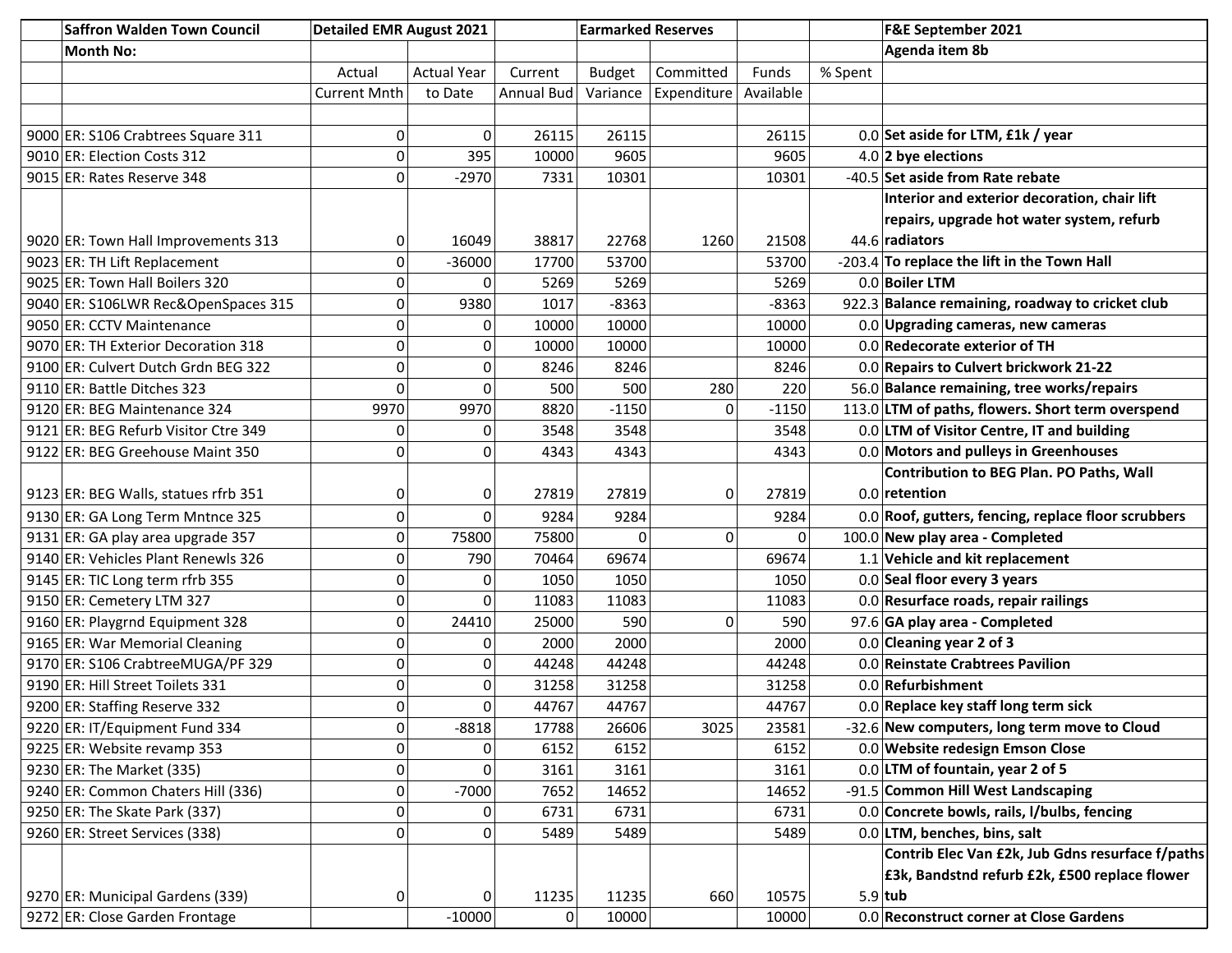| | Saffron Walden Town Council | Detailed EMR August 2021 | | | Earmarked Reserves | | | | F&E September 2021 |
|---|---|---|---|---|---|---|---|---|---|
| | Month No: | | | | | | | | Agenda item 8b |
| | | Actual | Actual Year | Current | Budget | Committed | Funds | % Spent | |
| | | Current Mnth | to Date | Annual Bud | Variance | Expenditure | Available | | |
| 9000 | ER: S106 Crabtrees Square 311 | 0 | 0 | 26115 | 26115 | | 26115 | 0.0 | Set aside for LTM, £1k / year |
| 9010 | ER: Election Costs 312 | 0 | 395 | 10000 | 9605 | | 9605 | 4.0 | 2 bye elections |
| 9015 | ER: Rates Reserve 348 | 0 | -2970 | 7331 | 10301 | | 10301 | -40.5 | Set aside from Rate rebate |
| 9020 | ER: Town Hall Improvements 313 | 0 | 16049 | 38817 | 22768 | 1260 | 21508 | 44.6 | Interior and exterior decoration, chair lift repairs, upgrade hot water system, refurb radiators |
| 9023 | ER: TH Lift Replacement | 0 | -36000 | 17700 | 53700 | | 53700 | -203.4 | To replace the lift in the Town Hall |
| 9025 | ER: Town Hall Boilers 320 | 0 | 0 | 5269 | 5269 | | 5269 | 0.0 | Boiler LTM |
| 9040 | ER: S106LWR Rec&OpenSpaces 315 | 0 | 9380 | 1017 | -8363 | | -8363 | 922.3 | Balance remaining, roadway to cricket club |
| 9050 | ER: CCTV Maintenance | 0 | 0 | 10000 | 10000 | | 10000 | 0.0 | Upgrading cameras, new cameras |
| 9070 | ER: TH Exterior Decoration 318 | 0 | 0 | 10000 | 10000 | | 10000 | 0.0 | Redecorate exterior of TH |
| 9100 | ER: Culvert Dutch Grdn BEG 322 | 0 | 0 | 8246 | 8246 | | 8246 | 0.0 | Repairs to Culvert brickwork 21-22 |
| 9110 | ER: Battle Ditches 323 | 0 | 0 | 500 | 500 | 280 | 220 | 56.0 | Balance remaining, tree works/repairs |
| 9120 | ER: BEG Maintenance 324 | 9970 | 9970 | 8820 | -1150 | 0 | -1150 | 113.0 | LTM of paths, flowers. Short term overspend |
| 9121 | ER: BEG Refurb Visitor Ctre 349 | 0 | 0 | 3548 | 3548 | | 3548 | 0.0 | LTM of Visitor Centre, IT and building |
| 9122 | ER: BEG Greehouse Maint 350 | 0 | 0 | 4343 | 4343 | | 4343 | 0.0 | Motors and pulleys in Greenhouses |
| 9123 | ER: BEG Walls, statues rfrb 351 | 0 | 0 | 27819 | 27819 | 0 | 27819 | 0.0 | Contribution to BEG Plan. PO Paths, Wall retention |
| 9130 | ER: GA Long Term Mntnce 325 | 0 | 0 | 9284 | 9284 | | 9284 | 0.0 | Roof, gutters, fencing, replace floor scrubbers |
| 9131 | ER: GA play area upgrade 357 | 0 | 75800 | 75800 | 0 | 0 | 0 | 100.0 | New play area - Completed |
| 9140 | ER: Vehicles Plant Renewls 326 | 0 | 790 | 70464 | 69674 | | 69674 | 1.1 | Vehicle and kit replacement |
| 9145 | ER: TIC Long term rfrb 355 | 0 | 0 | 1050 | 1050 | | 1050 | 0.0 | Seal floor every 3 years |
| 9150 | ER: Cemetery LTM 327 | 0 | 0 | 11083 | 11083 | | 11083 | 0.0 | Resurface roads, repair railings |
| 9160 | ER: Playgrnd Equipment 328 | 0 | 24410 | 25000 | 590 | 0 | 590 | 97.6 | GA play area - Completed |
| 9165 | ER: War Memorial Cleaning | 0 | 0 | 2000 | 2000 | | 2000 | 0.0 | Cleaning year 2 of 3 |
| 9170 | ER: S106 CrabtreeMUGA/PF 329 | 0 | 0 | 44248 | 44248 | | 44248 | 0.0 | Reinstate Crabtrees Pavilion |
| 9190 | ER: Hill Street Toilets 331 | 0 | 0 | 31258 | 31258 | | 31258 | 0.0 | Refurbishment |
| 9200 | ER: Staffing Reserve 332 | 0 | 0 | 44767 | 44767 | | 44767 | 0.0 | Replace key staff long term sick |
| 9220 | ER: IT/Equipment Fund 334 | 0 | -8818 | 17788 | 26606 | 3025 | 23581 | -32.6 | New computers, long term move to Cloud |
| 9225 | ER: Website revamp 353 | 0 | 0 | 6152 | 6152 | | 6152 | 0.0 | Website redesign Emson Close |
| 9230 | ER: The Market (335) | 0 | 0 | 3161 | 3161 | | 3161 | 0.0 | LTM of fountain, year 2 of 5 |
| 9240 | ER: Common Chaters Hill (336) | 0 | -7000 | 7652 | 14652 | | 14652 | -91.5 | Common Hill West Landscaping |
| 9250 | ER: The Skate Park (337) | 0 | 0 | 6731 | 6731 | | 6731 | 0.0 | Concrete bowls, rails, l/bulbs, fencing |
| 9260 | ER: Street Services (338) | 0 | 0 | 5489 | 5489 | | 5489 | 0.0 | LTM, benches, bins, salt |
| 9270 | ER: Municipal Gardens (339) | 0 | 0 | 11235 | 11235 | 660 | 10575 | 5.9 | Contrib Elec Van £2k, Jub Gdns resurface f/paths £3k, Bandstnd refurb £2k, £500 replace flower tub |
| 9272 | ER: Close Garden Frontage | | -10000 | 0 | 10000 | | 10000 | 0.0 | Reconstruct corner at Close Gardens |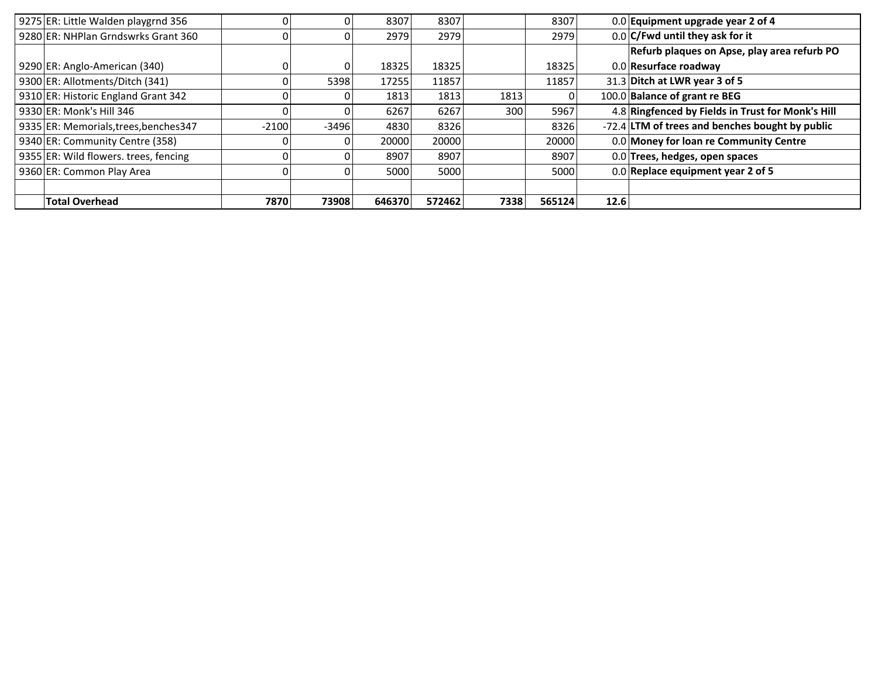| | | | | | | | | | |
|---|---|---|---|---|---|---|---|---|---|
| 9275 | ER: Little Walden playgrnd 356 | 0 | 0 | 8307 | 8307 | | 8307 | 0.0 | **Equipment upgrade year 2 of 4** |
| 9280 | ER: NHPlan Grndswrks Grant 360 | 0 | 0 | 2979 | 2979 | | 2979 | 0.0 | **C/Fwd until they ask for it** |
| 9290 | ER: Anglo-American (340) | 0 | 0 | 18325 | 18325 | | 18325 | 0.0 | **Refurb plaques on Apse, play area refurb PO Resurface roadway** |
| 9300 | ER: Allotments/Ditch (341) | 0 | 5398 | 17255 | 11857 | | 11857 | 31.3 | **Ditch at LWR year 3 of 5** |
| 9310 | ER: Historic England Grant 342 | 0 | 0 | 1813 | 1813 | 1813 | 0 | 100.0 | **Balance of grant re BEG** |
| 9330 | ER: Monk's Hill 346 | 0 | 0 | 6267 | 6267 | 300 | 5967 | 4.8 | **Ringfenced by Fields in Trust for Monk's Hill** |
| 9335 | ER: Memorials,trees,benches347 | -2100 | -3496 | 4830 | 8326 | | 8326 | -72.4 | **LTM of trees and benches bought by public** |
| 9340 | ER: Community Centre (358) | 0 | 0 | 20000 | 20000 | | 20000 | 0.0 | **Money for loan re Community Centre** |
| 9355 | ER: Wild flowers. trees, fencing | 0 | 0 | 8907 | 8907 | | 8907 | 0.0 | **Trees, hedges, open spaces** |
| 9360 | ER: Common Play Area | 0 | 0 | 5000 | 5000 | | 5000 | 0.0 | **Replace equipment year 2 of 5** |
| | | | | | | | | | |
| | **Total Overhead** | **7870** | **73908** | **646370** | **572462** | **7338** | **565124** | **12.6** | |